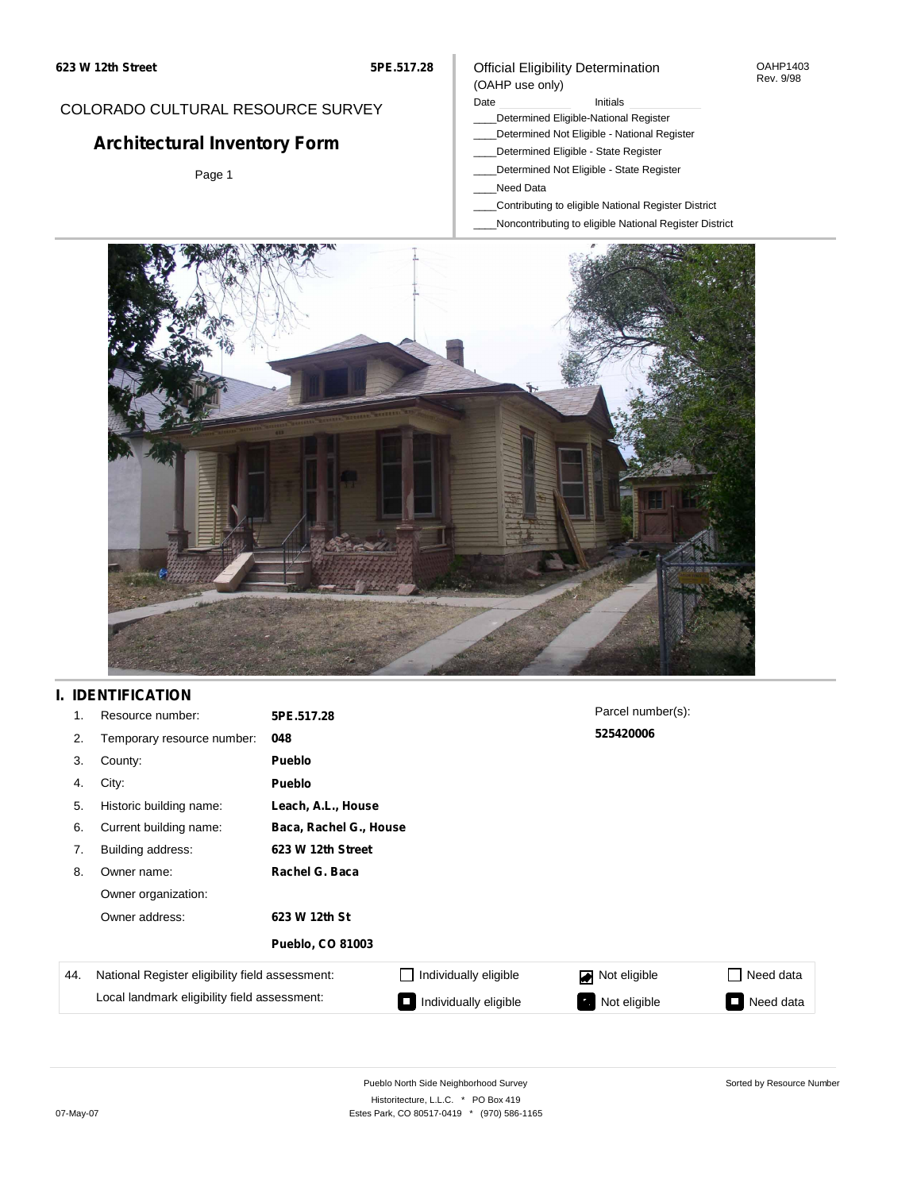**623 W 12th Street** **5PE.517.28**

COLORADO CULTURAL RESOURCE SURVEY

# Architectural Inventory Form

Page 1

Official Eligibility Determination (OAHP use only)

OAHP1403 Rev. 9/98

Date ____________ Initials ____________

____Determined Eligible-National Register
____Determined Not Eligible - National Register
____Determined Eligible - State Register
____Determined Not Eligible - State Register
____Need Data
____Contributing to eligible National Register District
____Noncontributing to eligible National Register District

## I. IDENTIFICATION

| | | |
|---|---|---|
| 1. | Resource number: | **5PE.517.28** |
| 2. | Temporary resource number: | **048** |
| 3. | County: | **Pueblo** |
| 4. | City: | **Pueblo** |
| 5. | Historic building name: | **Leach, A.L., House** |
| 6. | Current building name: | **Baca, Rachel G., House** |
| 7. | Building address: | **623 W 12th Street** |
| 8. | Owner name: | **Rachel G. Baca** |
| | Owner organization: | |
| | Owner address: | **623 W 12th St** |
| | | **Pueblo, CO 81003** |

Parcel number(s): **525420006**

| 44. | | | | |
|---|---|---|---|---|
| National Register eligibility field assessment: | ☐ Individually eligible | ☑ Not eligible | ☐ Need data |
| Local landmark eligibility field assessment: | ■ Individually eligible | ■ Not eligible | ■ Need data |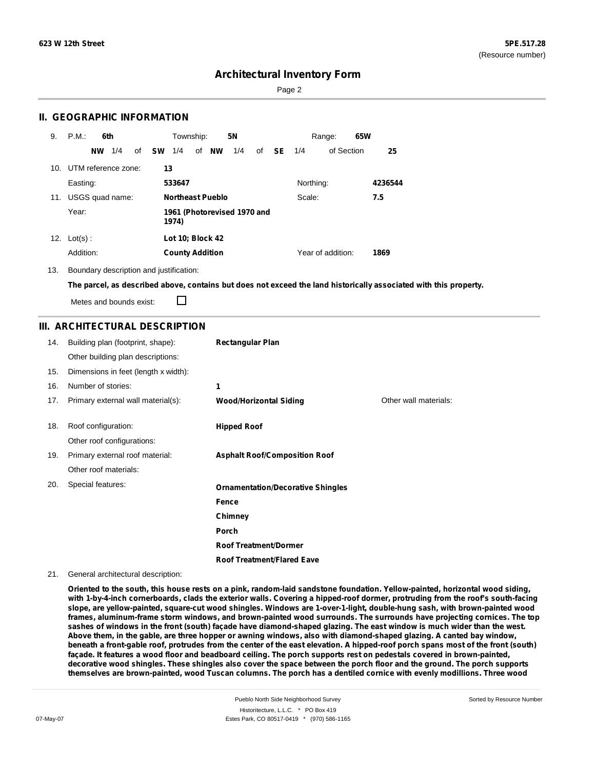**623 W 12th Street** | **5PE.517.28** (Resource number)

# Architectural Inventory Form

## II. GEOGRAPHIC INFORMATION

9. P.M.: **6th** Township: **5N** Range: **65W**
   **NW** 1/4 of **SW** 1/4 of **NW** 1/4 of **SE** 1/4 of Section **25**

10. UTM reference zone: **13**
    Easting: **533647** Northing: **4236544**

11. USGS quad name: **Northeast Pueblo** Scale: **7.5**
    Year: **1961 (Photorevised 1970 and 1974)**

12. Lot(s): **Lot 10; Block 42**
    Addition: **County Addition** Year of addition: **1869**

13. Boundary description and justification:
    **The parcel, as described above, contains but does not exceed the land historically associated with this property.**
    Metes and bounds exist: ☐

## III. ARCHITECTURAL DESCRIPTION

14. Building plan (footprint, shape): **Rectangular Plan**
    Other building plan descriptions:
15. Dimensions in feet (length x width):
16. Number of stories: **1**
17. Primary external wall material(s): **Wood/Horizontal Siding** Other wall materials:
18. Roof configuration: **Hipped Roof**
    Other roof configurations:
19. Primary external roof material: **Asphalt Roof/Composition Roof**
    Other roof materials:
20. Special features:
    **Ornamentation/Decorative Shingles**
    **Fence**
    **Chimney**
    **Porch**
    **Roof Treatment/Dormer**
    **Roof Treatment/Flared Eave**
21. General architectural description:

**Oriented to the south, this house rests on a pink, random-laid sandstone foundation. Yellow-painted, horizontal wood siding, with 1-by-4-inch cornerboards, clads the exterior walls. Covering a hipped-roof dormer, protruding from the roof's south-facing slope, are yellow-painted, square-cut wood shingles. Windows are 1-over-1-light, double-hung sash, with brown-painted wood frames, aluminum-frame storm windows, and brown-painted wood surrounds. The surrounds have projecting cornices. The top sashes of windows in the front (south) façade have diamond-shaped glazing. The east window is much wider than the west. Above them, in the gable, are three hopper or awning windows, also with diamond-shaped glazing. A canted bay window, beneath a front-gable roof, protrudes from the center of the east elevation. A hipped-roof porch spans most of the front (south) façade. It features a wood floor and beadboard ceiling. The porch supports rest on pedestals covered in brown-painted, decorative wood shingles. These shingles also cover the space between the porch floor and the ground. The porch supports themselves are brown-painted, wood Tuscan columns. The porch has a dentiled cornice with evenly modillions. Three wood**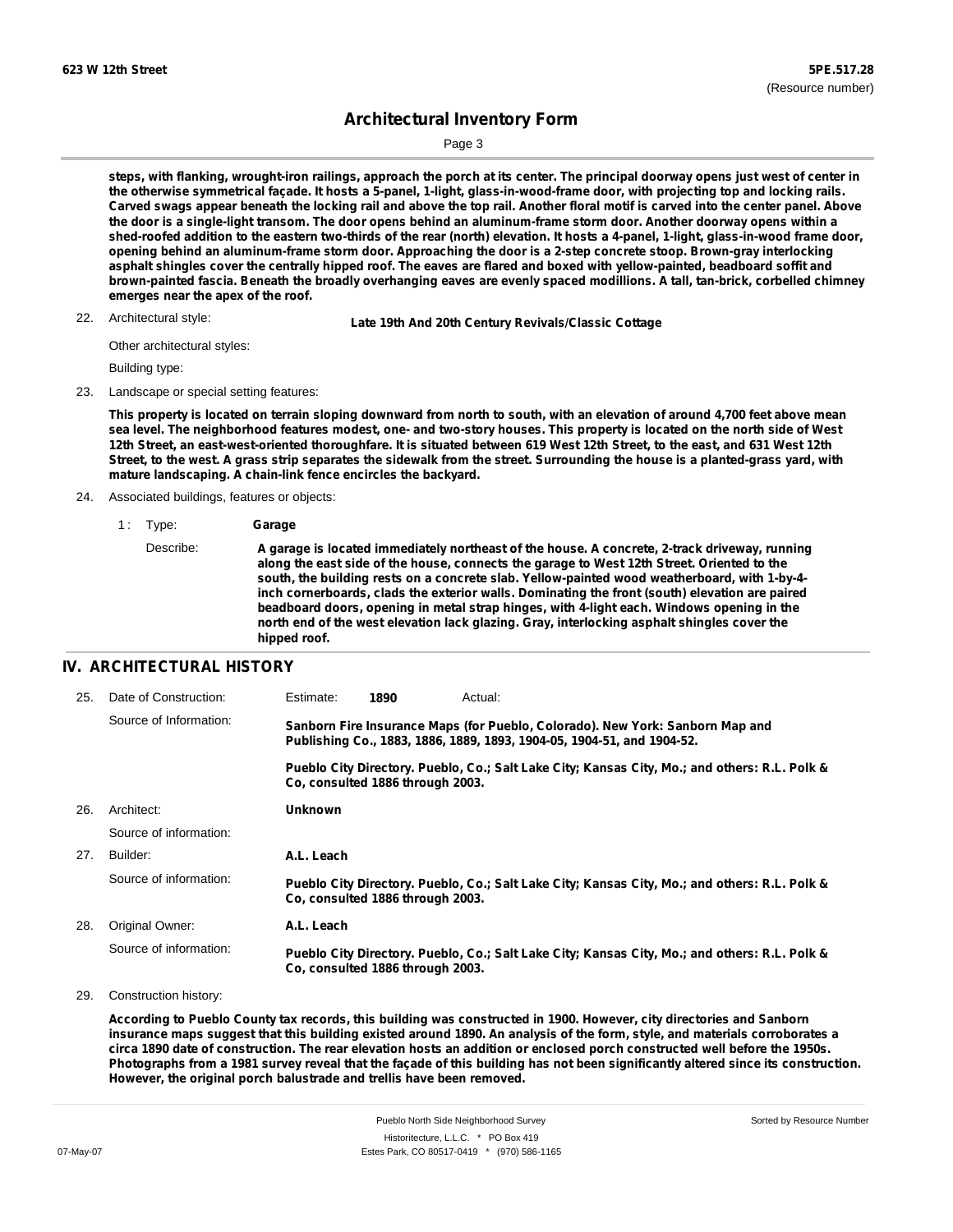steps, with flanking, wrought-iron railings, approach the porch at its center. The principal doorway opens just west of center in the otherwise symmetrical façade. It hosts a 5-panel, 1-light, glass-in-wood-frame door, with projecting top and locking rails. Carved swags appear beneath the locking rail and above the top rail. Another floral motif is carved into the center panel. Above the door is a single-light transom. The door opens behind an aluminum-frame storm door. Another doorway opens within a shed-roofed addition to the eastern two-thirds of the rear (north) elevation. It hosts a 4-panel, 1-light, glass-in-wood frame door, opening behind an aluminum-frame storm door. Approaching the door is a 2-step concrete stoop. Brown-gray interlocking asphalt shingles cover the centrally hipped roof. The eaves are flared and boxed with yellow-painted, beadboard soffit and brown-painted fascia. Beneath the broadly overhanging eaves are evenly spaced modillions. A tall, tan-brick, corbelled chimney emerges near the apex of the roof.

22. Architectural style: **Late 19th And 20th Century Revivals/Classic Cottage**

Other architectural styles:

Building type:

23. Landscape or special setting features:

**This property is located on terrain sloping downward from north to south, with an elevation of around 4,700 feet above mean sea level. The neighborhood features modest, one- and two-story houses. This property is located on the north side of West 12th Street, an east-west-oriented thoroughfare. It is situated between 619 West 12th Street, to the east, and 631 West 12th Street, to the west. A grass strip separates the sidewalk from the street. Surrounding the house is a planted-grass yard, with mature landscaping. A chain-link fence encircles the backyard.**

24. Associated buildings, features or objects:

1 : Type: **Garage**

Describe: **A garage is located immediately northeast of the house. A concrete, 2-track driveway, running along the east side of the house, connects the garage to West 12th Street. Oriented to the south, the building rests on a concrete slab. Yellow-painted wood weatherboard, with 1-by-4-inch cornerboards, clads the exterior walls. Dominating the front (south) elevation are paired beadboard doors, opening in metal strap hinges, with 4-light each. Windows opening in the north end of the west elevation lack glazing. Gray, interlocking asphalt shingles cover the hipped roof.**

## IV. ARCHITECTURAL HISTORY

25. Date of Construction: Estimate: **1890** Actual:

Source of Information: **Sanborn Fire Insurance Maps (for Pueblo, Colorado). New York: Sanborn Map and Publishing Co., 1883, 1886, 1889, 1893, 1904-05, 1904-51, and 1904-52.**

**Pueblo City Directory. Pueblo, Co.; Salt Lake City; Kansas City, Mo.; and others: R.L. Polk & Co, consulted 1886 through 2003.**

26. Architect: **Unknown**

Source of information:

27. Builder: **A.L. Leach**

Source of information: **Pueblo City Directory. Pueblo, Co.; Salt Lake City; Kansas City, Mo.; and others: R.L. Polk & Co, consulted 1886 through 2003.**

28. Original Owner: **A.L. Leach**

Source of information: **Pueblo City Directory. Pueblo, Co.; Salt Lake City; Kansas City, Mo.; and others: R.L. Polk & Co, consulted 1886 through 2003.**

29. Construction history:

**According to Pueblo County tax records, this building was constructed in 1900. However, city directories and Sanborn insurance maps suggest that this building existed around 1890. An analysis of the form, style, and materials corroborates a circa 1890 date of construction. The rear elevation hosts an addition or enclosed porch constructed well before the 1950s. Photographs from a 1981 survey reveal that the façade of this building has not been significantly altered since its construction. However, the original porch balustrade and trellis have been removed.**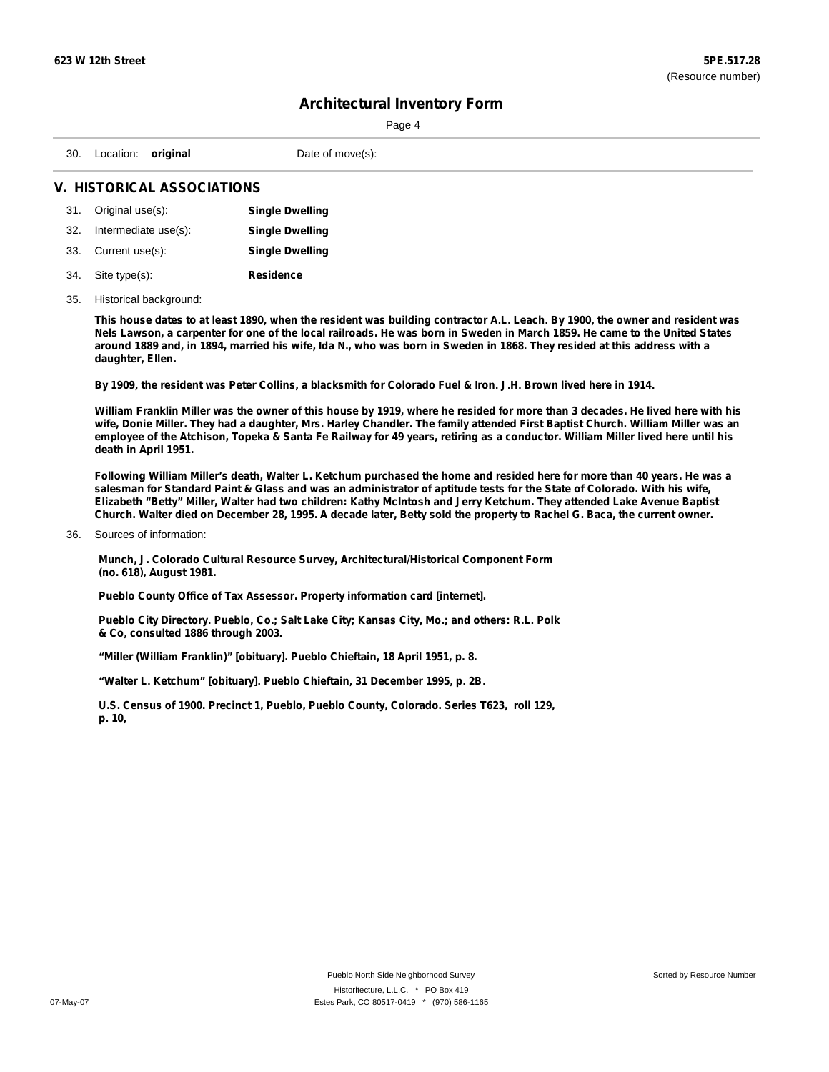30. Location: **original** Date of move(s):

## V. HISTORICAL ASSOCIATIONS

31. Original use(s): **Single Dwelling**
32. Intermediate use(s): **Single Dwelling**
33. Current use(s): **Single Dwelling**
34. Site type(s): **Residence**
35. Historical background:

**This house dates to at least 1890, when the resident was building contractor A.L. Leach. By 1900, the owner and resident was Nels Lawson, a carpenter for one of the local railroads. He was born in Sweden in March 1859. He came to the United States around 1889 and, in 1894, married his wife, Ida N., who was born in Sweden in 1868. They resided at this address with a daughter, Ellen.**

**By 1909, the resident was Peter Collins, a blacksmith for Colorado Fuel & Iron. J.H. Brown lived here in 1914.**

**William Franklin Miller was the owner of this house by 1919, where he resided for more than 3 decades. He lived here with his wife, Donie Miller. They had a daughter, Mrs. Harley Chandler. The family attended First Baptist Church. William Miller was an employee of the Atchison, Topeka & Santa Fe Railway for 49 years, retiring as a conductor. William Miller lived here until his death in April 1951.**

**Following William Miller's death, Walter L. Ketchum purchased the home and resided here for more than 40 years. He was a salesman for Standard Paint & Glass and was an administrator of aptitude tests for the State of Colorado. With his wife, Elizabeth "Betty" Miller, Walter had two children: Kathy McIntosh and Jerry Ketchum. They attended Lake Avenue Baptist Church. Walter died on December 28, 1995. A decade later, Betty sold the property to Rachel G. Baca, the current owner.**

36. Sources of information:

**Munch, J. Colorado Cultural Resource Survey, Architectural/Historical Component Form (no. 618), August 1981.**

**Pueblo County Office of Tax Assessor. Property information card [internet].**

**Pueblo City Directory. Pueblo, Co.; Salt Lake City; Kansas City, Mo.; and others: R.L. Polk & Co, consulted 1886 through 2003.**

**"Miller (William Franklin)" [obituary]. Pueblo Chieftain, 18 April 1951, p. 8.**

**"Walter L. Ketchum" [obituary]. Pueblo Chieftain, 31 December 1995, p. 2B.**

**U.S. Census of 1900. Precinct 1, Pueblo, Pueblo County, Colorado. Series T623, roll 129, p. 10,**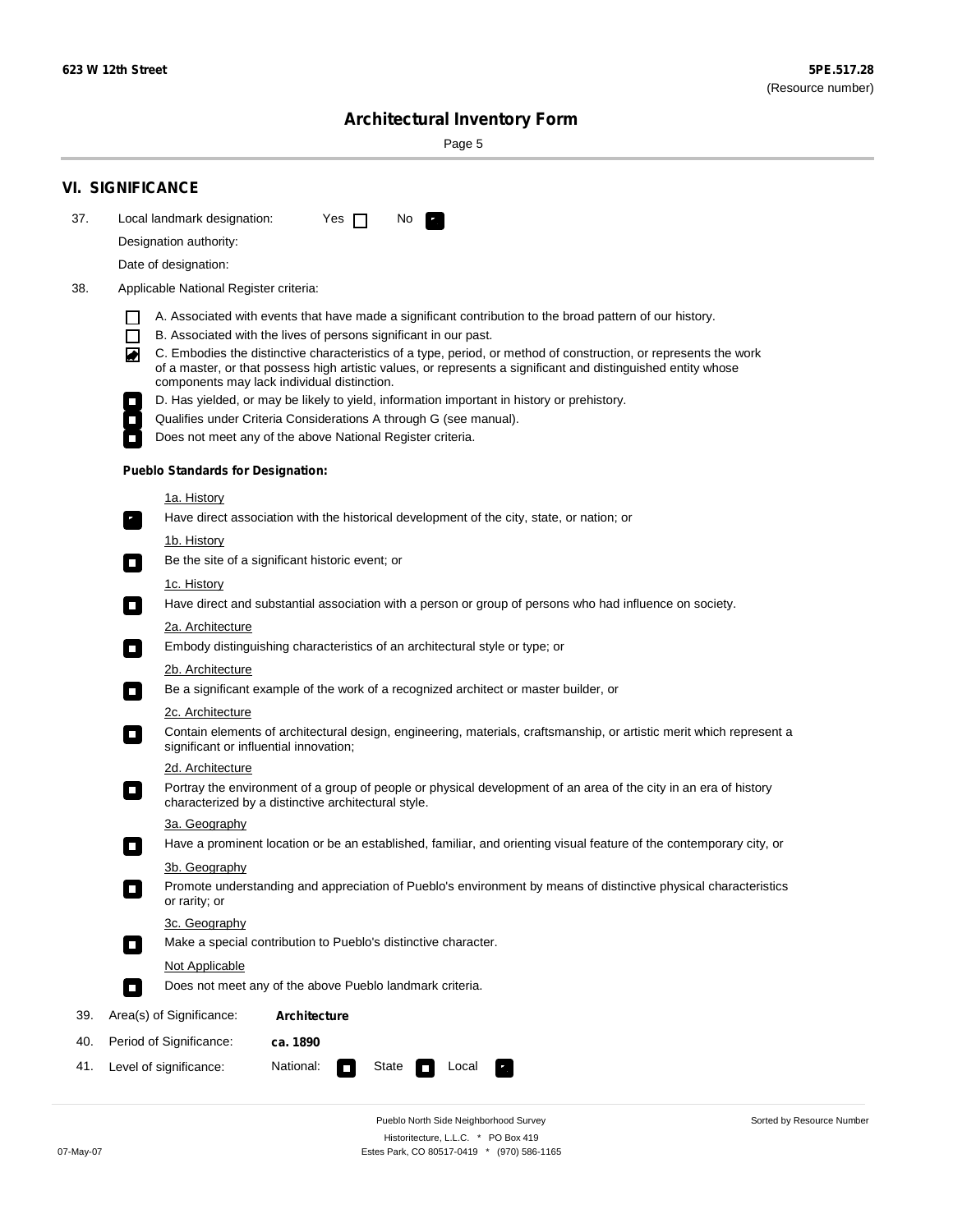## VI. SIGNIFICANCE

37. Local landmark designation: Yes [ ] No [x]

Designation authority:

Date of designation:

38. Applicable National Register criteria:

- [ ] A. Associated with events that have made a significant contribution to the broad pattern of our history.
- [ ] B. Associated with the lives of persons significant in our past.
- [x] C. Embodies the distinctive characteristics of a type, period, or method of construction, or represents the work of a master, or that possess high artistic values, or represents a significant and distinguished entity whose components may lack individual distinction.
- [ ] D. Has yielded, or may be likely to yield, information important in history or prehistory.
- [ ] Qualifies under Criteria Considerations A through G (see manual).
- [ ] Does not meet any of the above National Register criteria.

**Pueblo Standards for Designation:**

1a. History
- [x] Have direct association with the historical development of the city, state, or nation; or

1b. History
- [ ] Be the site of a significant historic event; or

1c. History
- [ ] Have direct and substantial association with a person or group of persons who had influence on society.

2a. Architecture
- [ ] Embody distinguishing characteristics of an architectural style or type; or

2b. Architecture
- [ ] Be a significant example of the work of a recognized architect or master builder, or

2c. Architecture
- [ ] Contain elements of architectural design, engineering, materials, craftsmanship, or artistic merit which represent a significant or influential innovation;

2d. Architecture
- [ ] Portray the environment of a group of people or physical development of an area of the city in an era of history characterized by a distinctive architectural style.

3a. Geography
- [ ] Have a prominent location or be an established, familiar, and orienting visual feature of the contemporary city, or

3b. Geography
- [ ] Promote understanding and appreciation of Pueblo's environment by means of distinctive physical characteristics or rarity; or

3c. Geography
- [ ] Make a special contribution to Pueblo's distinctive character.

Not Applicable
- [ ] Does not meet any of the above Pueblo landmark criteria.

39. Area(s) of Significance: **Architecture**

40. Period of Significance: **ca. 1890**

41. Level of significance: National: [ ] State [ ] Local [x]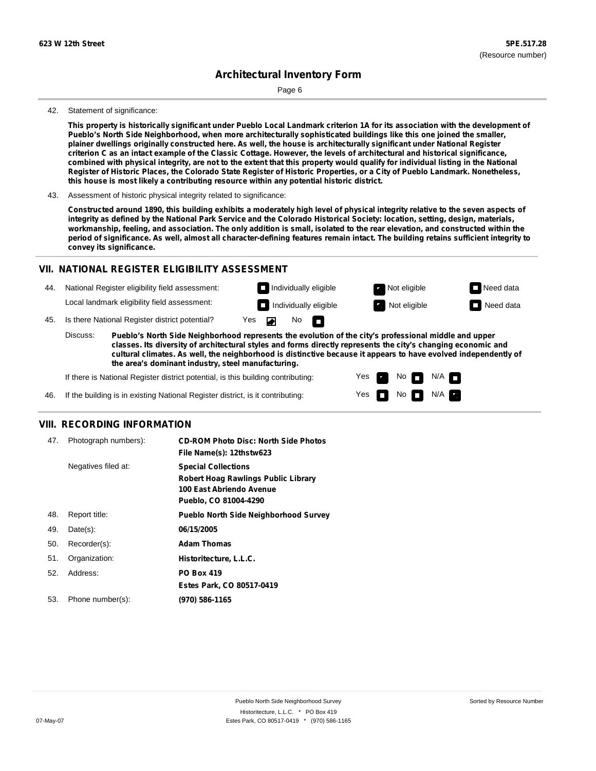**623 W 12th Street** | **5PE.517.28** (Resource number)

# Architectural Inventory Form

42. Statement of significance:

**This property is historically significant under Pueblo Local Landmark criterion 1A for its association with the development of Pueblo's North Side Neighborhood, when more architecturally sophisticated buildings like this one joined the smaller, plainer dwellings originally constructed here. As well, the house is architecturally significant under National Register criterion C as an intact example of the Classic Cottage. However, the levels of architectural and historical significance, combined with physical integrity, are not to the extent that this property would qualify for individual listing in the National Register of Historic Places, the Colorado State Register of Historic Properties, or a City of Pueblo Landmark. Nonetheless, this house is most likely a contributing resource within any potential historic district.**

43. Assessment of historic physical integrity related to significance:

**Constructed around 1890, this building exhibits a moderately high level of physical integrity relative to the seven aspects of integrity as defined by the National Park Service and the Colorado Historical Society: location, setting, design, materials, workmanship, feeling, and association. The only addition is small, isolated to the rear elevation, and constructed within the period of significance. As well, almost all character-defining features remain intact. The building retains sufficient integrity to convey its significance.**

## VII. NATIONAL REGISTER ELIGIBILITY ASSESSMENT

44. National Register eligibility field assessment: ☐ Individually eligible ☑ Not eligible ☐ Need data

Local landmark eligibility field assessment: ☐ Individually eligible ☑ Not eligible ☐ Need data

45. Is there National Register district potential? Yes ☑ No ☐

Discuss: **Pueblo's North Side Neighborhood represents the evolution of the city's professional middle and upper classes. Its diversity of architectural styles and forms directly represents the city's changing economic and cultural climates. As well, the neighborhood is distinctive because it appears to have evolved independently of the area's dominant industry, steel manufacturing.**

If there is National Register district potential, is this building contributing: Yes ☑ No ☐ N/A ☐

46. If the building is in existing National Register district, is it contributing: Yes ☐ No ☐ N/A ☑

## VIII. RECORDING INFORMATION

| | | |
|---|---|---|
| 47. | Photograph numbers): | **CD-ROM Photo Disc: North Side Photos**<br>**File Name(s): 12thstw623** |
| | Negatives filed at: | **Special Collections**<br>**Robert Hoag Rawlings Public Library**<br>**100 East Abriendo Avenue**<br>**Pueblo, CO 81004-4290** |
| 48. | Report title: | **Pueblo North Side Neighborhood Survey** |
| 49. | Date(s): | **06/15/2005** |
| 50. | Recorder(s): | **Adam Thomas** |
| 51. | Organization: | **Historitecture, L.L.C.** |
| 52. | Address: | **PO Box 419**<br>**Estes Park, CO 80517-0419** |
| 53. | Phone number(s): | **(970) 586-1165** |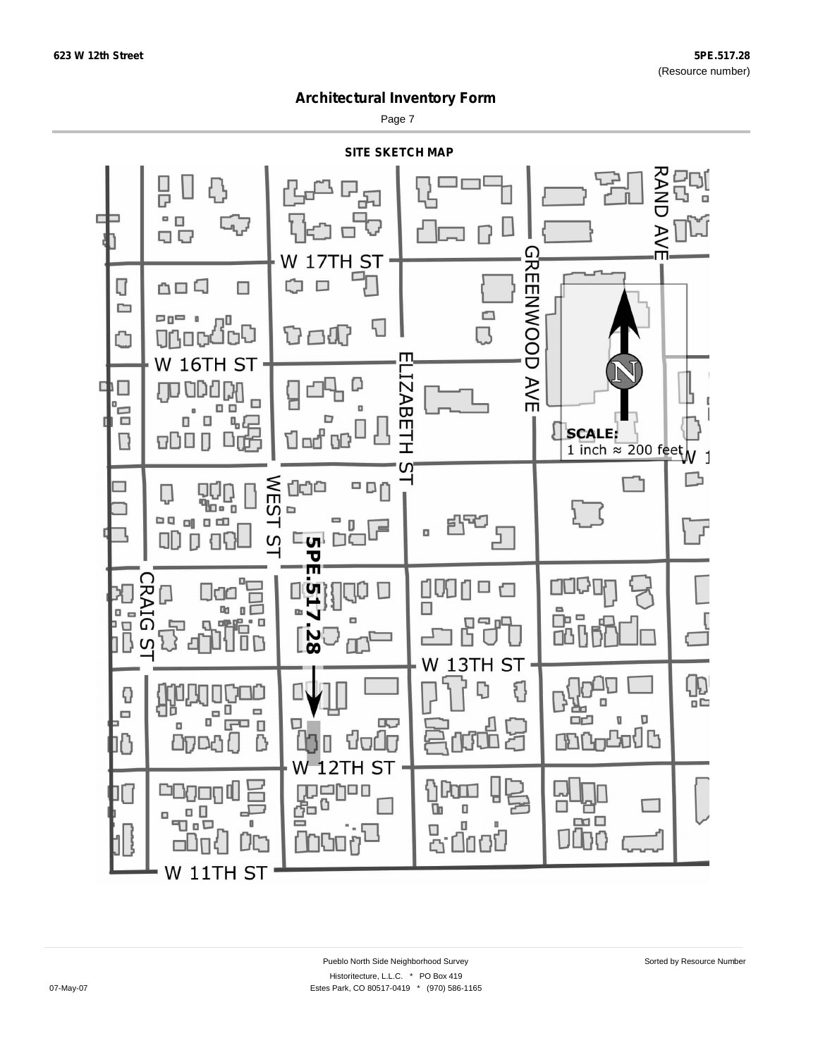623 W 12th Street

5PE.517.28
(Resource number)

# Architectural Inventory Form

## SITE SKETCH MAP

W 17TH ST

RAND AVE

GREENWOOD AVE

W 16TH ST

ELIZABETH ST

SCALE:
1 inch ≈ 200 feet

WEST ST

5PE.517.28

CRAIG ST

W 13TH ST

W 12TH ST

W 11TH ST

Pueblo North Side Neighborhood Survey

Historitecture, L.L.C. * PO Box 419
Estes Park, CO 80517-0419 * (970) 586-1165

07-May-07

Sorted by Resource Number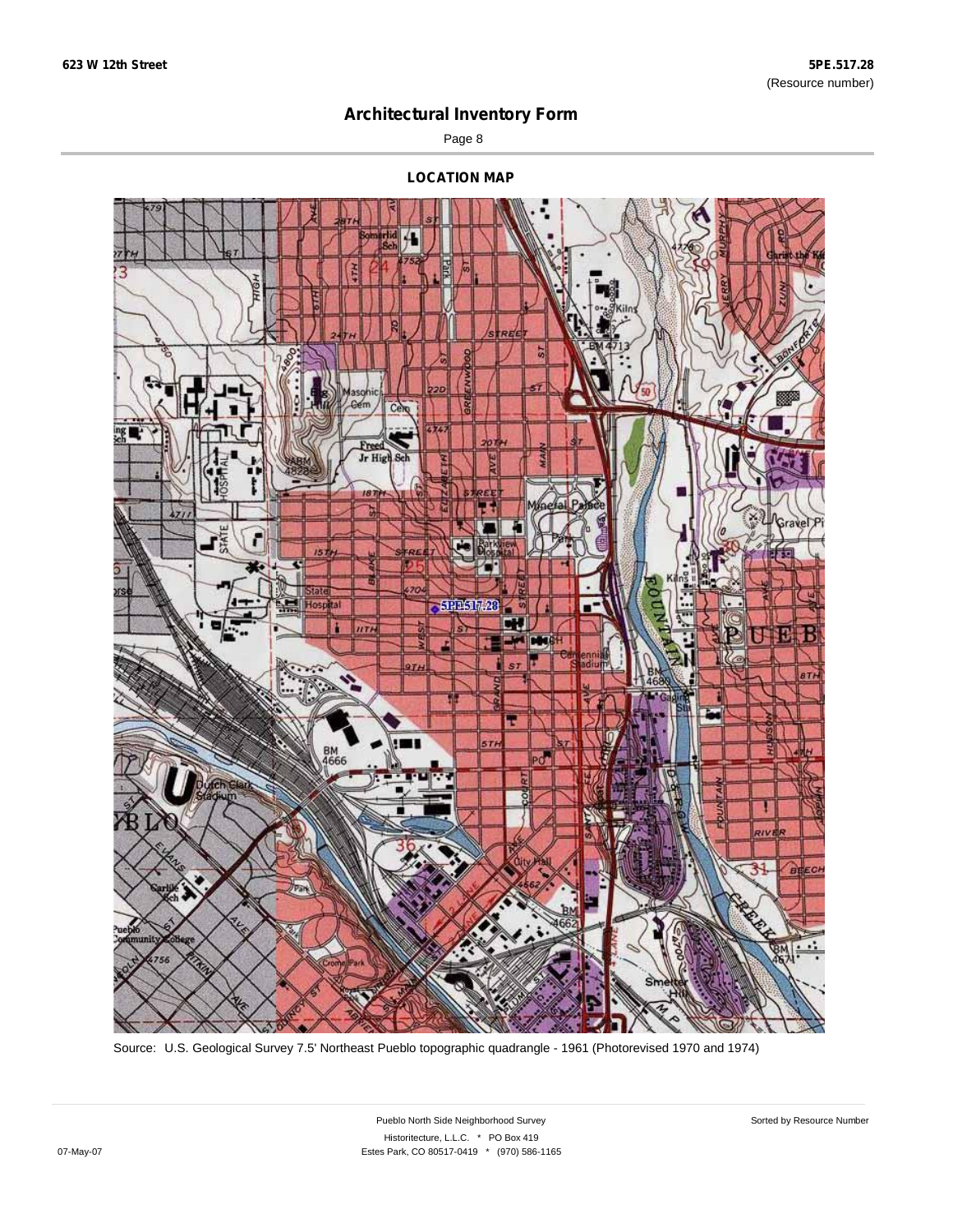# Architectural Inventory Form

## LOCATION MAP

Source: U.S. Geological Survey 7.5' Northeast Pueblo topographic quadrangle - 1961 (Photorevised 1970 and 1974)